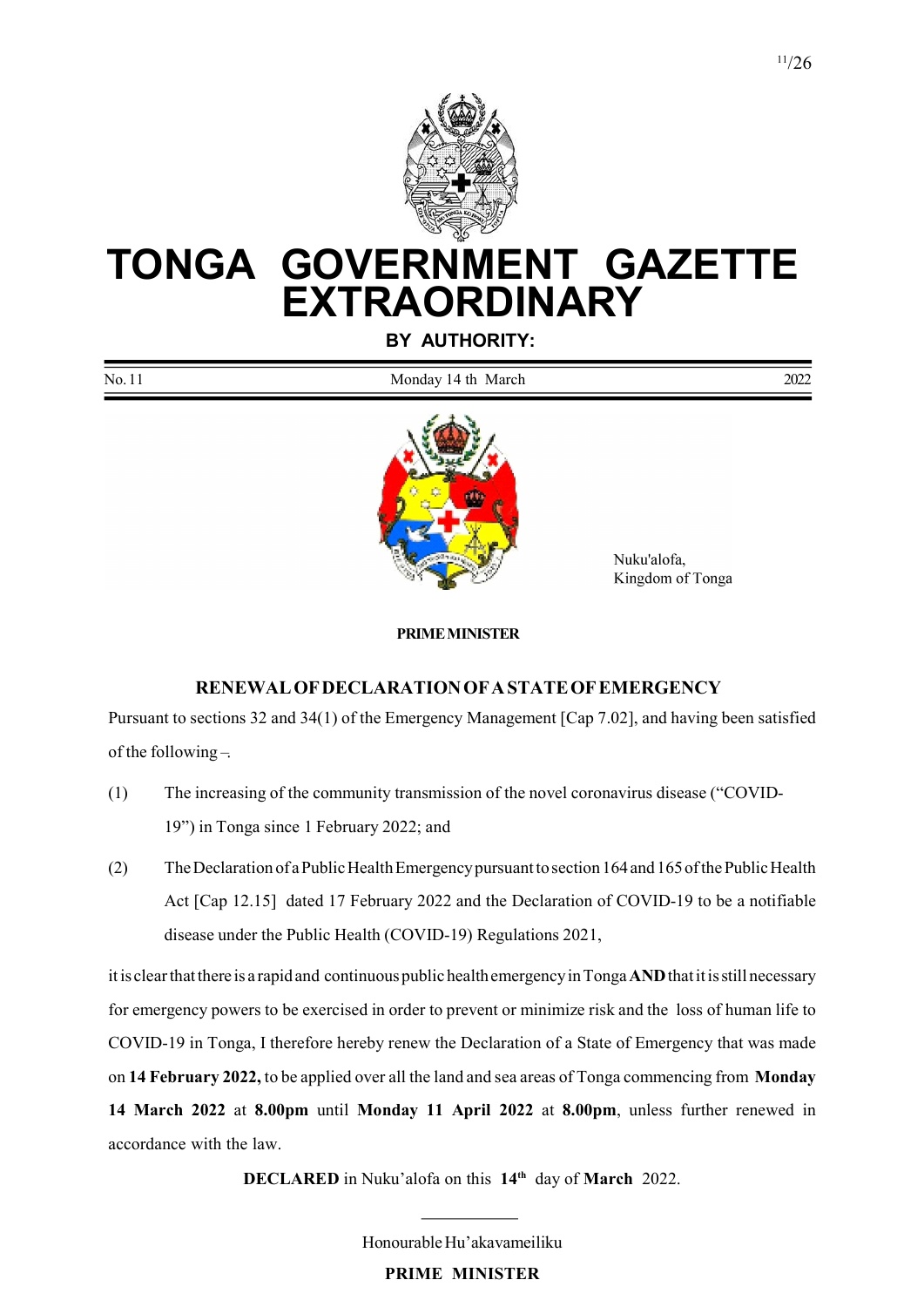# TONGA GOVERNMENT GAZETTE EXTRAORDINARY

**BY AUTHORITY:**

No. 11 | Monday 14 th March | 2022

Nuku'alofa,
Kingdom of Tonga

**PRIME MINISTER**

## RENEWAL OF DECLARATION OF A STATE OF EMERGENCY

Pursuant to sections 32 and 34(1) of the Emergency Management [Cap 7.02], and having been satisfied of the following –

(1) The increasing of the community transmission of the novel coronavirus disease ("COVID-19") in Tonga since 1 February 2022; and

(2) The Declaration of a Public Health Emergency pursuant to section 164 and 165 of the Public Health Act [Cap 12.15] dated 17 February 2022 and the Declaration of COVID-19 to be a notifiable disease under the Public Health (COVID-19) Regulations 2021,

it is clear that there is a rapid and continuous public health emergency in Tonga **AND** that it is still necessary for emergency powers to be exercised in order to prevent or minimize risk and the loss of human life to COVID-19 in Tonga, I therefore hereby renew the Declaration of a State of Emergency that was made on **14 February 2022,** to be applied over all the land and sea areas of Tonga commencing from **Monday 14 March 2022** at **8.00pm** until **Monday 11 April 2022** at **8.00pm**, unless further renewed in accordance with the law.

**DECLARED** in Nuku'alofa on this **14th** day of **March** 2022.

Honourable Hu'akavameiliku

**PRIME MINISTER**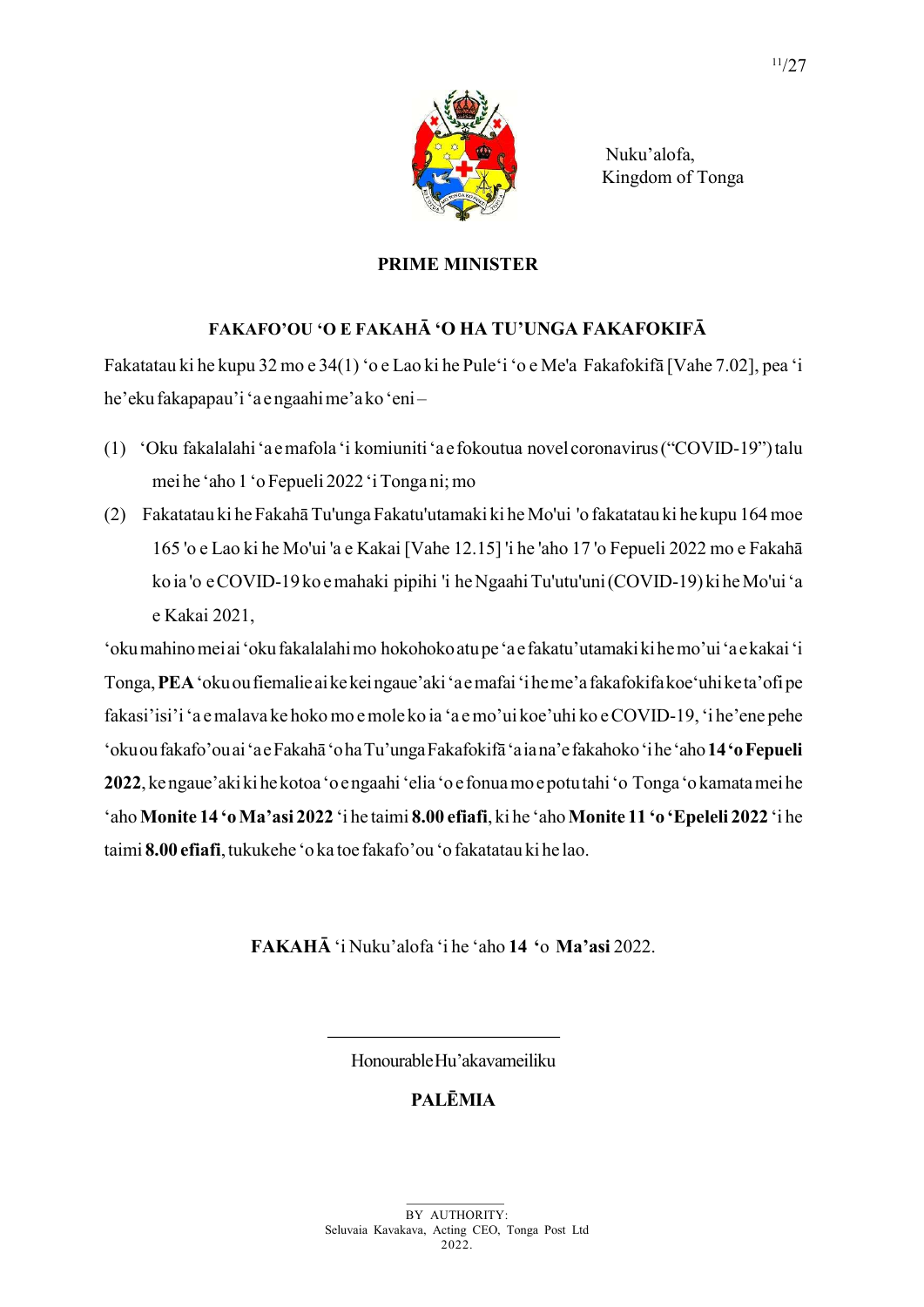Nuku'alofa,
Kingdom of Tonga

**PRIME MINISTER**

**FAKAFO'OU 'O E FAKAHĀ 'O HA TU'UNGA FAKAFOKIFĀ**

Fakatatau ki he kupu 32 mo e 34(1) 'o e Lao ki he Pule'i 'o e Me'a Fakafokifā [Vahe 7.02], pea 'i he'eku fakapapau'i 'a e ngaahi me'a ko 'eni –

(1) 'Oku fakalalahi 'a e mafola 'i komiuniti 'a e fokoutua novel coronavirus ("COVID-19") talu mei he 'aho 1 'o Fepueli 2022 'i Tonga ni; mo

(2) Fakatatau ki he Fakahā Tu'unga Fakatu'utamaki ki he Mo'ui 'o fakatatau ki he kupu 164 moe 165 'o e Lao ki he Mo'ui 'a e Kakai [Vahe 12.15] 'i he 'aho 17 'o Fepueli 2022 mo e Fakahā ko ia 'o e COVID-19 ko e mahaki pipihi 'i he Ngaahi Tu'utu'uni (COVID-19) ki he Mo'ui 'a e Kakai 2021,

'oku mahino mei ai 'oku fakalalahi mo hokohoko atu pe 'a e fakatu'utamaki ki he mo'ui 'a e kakai 'i Tonga, **PEA** 'oku ou fiemalie ai ke kei ngaue'aki 'a e mafai 'i he me'a fakafokifa koe'uhi ke ta'ofi pe fakasi'isi'i 'a e malava ke hoko mo e mole ko ia 'a e mo'ui koe'uhi ko e COVID-19, 'i he'ene pehe 'oku ou fakafo'ou ai 'a e Fakahā 'o ha Tu'unga Fakafokifā 'a ia na'e fakahoko 'i he 'aho **14 'o Fepueli 2022**, ke ngaue'aki ki he kotoa 'o e ngaahi 'elia 'o e fonua mo e potu tahi 'o Tonga 'o kamata mei he 'aho **Monite 14 'o Ma'asi 2022** 'i he taimi **8.00 efiafi**, ki he 'aho **Monite 11 'o 'Epeleli 2022** 'i he taimi **8.00 efiafi**, tukukehe 'o ka toe fakafo'ou 'o fakatatau ki he lao.

**FAKAHĀ** 'i Nuku'alofa 'i he 'aho **14** 'o **Ma'asi** 2022.

Honourable Hu'akavameiliku

**PALĒMIA**

BY AUTHORITY:
Seluvaia Kavakava, Acting CEO, Tonga Post Ltd
2022.